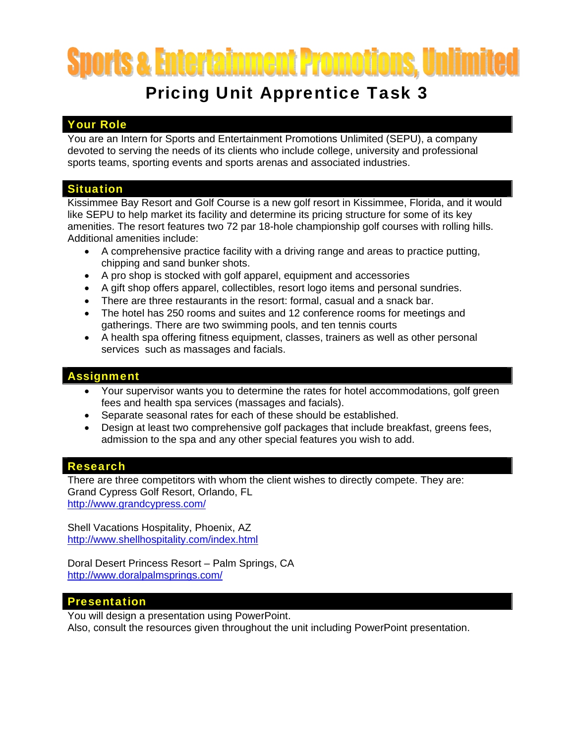# Sports & Entertainment Promotions, Unlimited

## Pricing Unit Apprentice Task 3

### Your Role

You are an Intern for Sports and Entertainment Promotions Unlimited (SEPU), a company devoted to serving the needs of its clients who include college, university and professional sports teams, sporting events and sports arenas and associated industries.

### Situation

Kissimmee Bay Resort and Golf Course is a new golf resort in Kissimmee, Florida, and it would like SEPU to help market its facility and determine its pricing structure for some of its key amenities. The resort features two 72 par 18-hole championship golf courses with rolling hills. Additional amenities include:

- A comprehensive practice facility with a driving range and areas to practice putting, chipping and sand bunker shots.
- A pro shop is stocked with golf apparel, equipment and accessories
- A gift shop offers apparel, collectibles, resort logo items and personal sundries.
- There are three restaurants in the resort: formal, casual and a snack bar.
- The hotel has 250 rooms and suites and 12 conference rooms for meetings and gatherings. There are two swimming pools, and ten tennis courts
- A health spa offering fitness equipment, classes, trainers as well as other personal services such as massages and facials.

### Assignment

- Your supervisor wants you to determine the rates for hotel accommodations, golf green fees and health spa services (massages and facials).
- Separate seasonal rates for each of these should be established.
- Design at least two comprehensive golf packages that include breakfast, greens fees, admission to the spa and any other special features you wish to add.

### Research

There are three competitors with whom the client wishes to directly compete. They are:
Grand Cypress Golf Resort, Orlando, FL
http://www.grandcypress.com/

Shell Vacations Hospitality, Phoenix, AZ
http://www.shellhospitality.com/index.html

Doral Desert Princess Resort – Palm Springs, CA
http://www.doralpalmsprings.com/

### Presentation

You will design a presentation using PowerPoint.
Also, consult the resources given throughout the unit including PowerPoint presentation.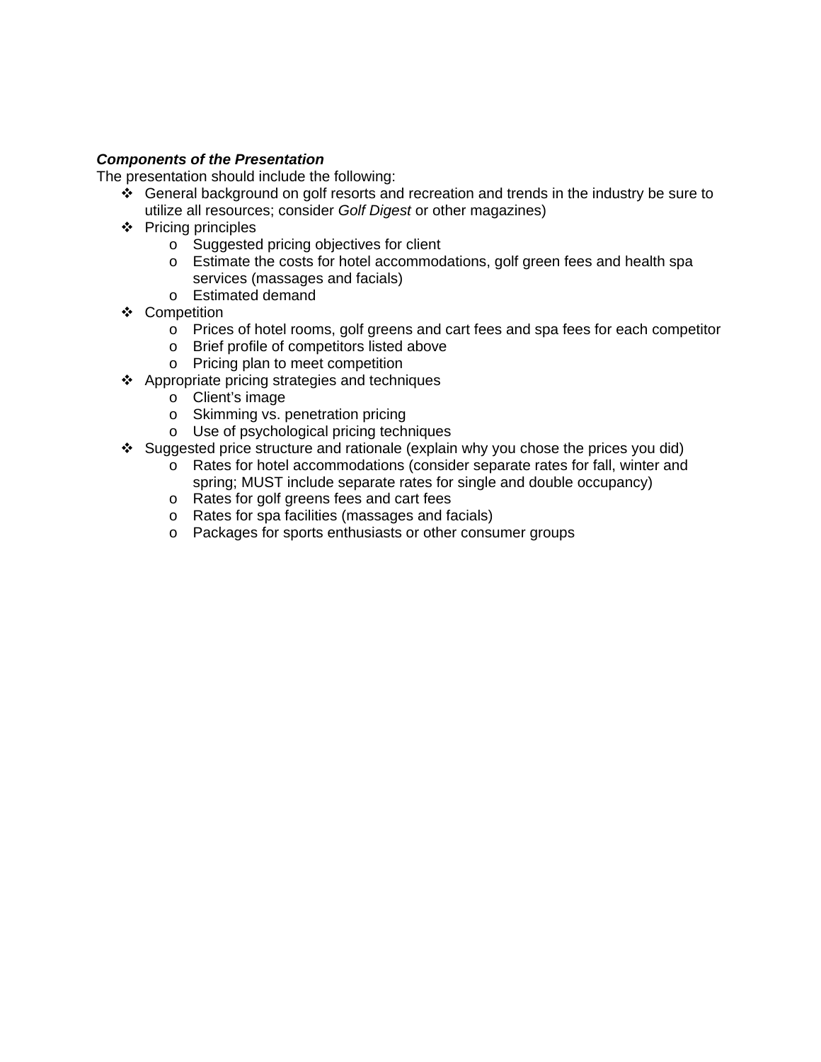***Components of the Presentation***

The presentation should include the following:

- General background on golf resorts and recreation and trends in the industry be sure to utilize all resources; consider *Golf Digest* or other magazines)
- Pricing principles
  - Suggested pricing objectives for client
  - Estimate the costs for hotel accommodations, golf green fees and health spa services (massages and facials)
  - Estimated demand
- Competition
  - Prices of hotel rooms, golf greens and cart fees and spa fees for each competitor
  - Brief profile of competitors listed above
  - Pricing plan to meet competition
- Appropriate pricing strategies and techniques
  - Client's image
  - Skimming vs. penetration pricing
  - Use of psychological pricing techniques
- Suggested price structure and rationale (explain why you chose the prices you did)
  - Rates for hotel accommodations (consider separate rates for fall, winter and spring; MUST include separate rates for single and double occupancy)
  - Rates for golf greens fees and cart fees
  - Rates for spa facilities (massages and facials)
  - Packages for sports enthusiasts or other consumer groups